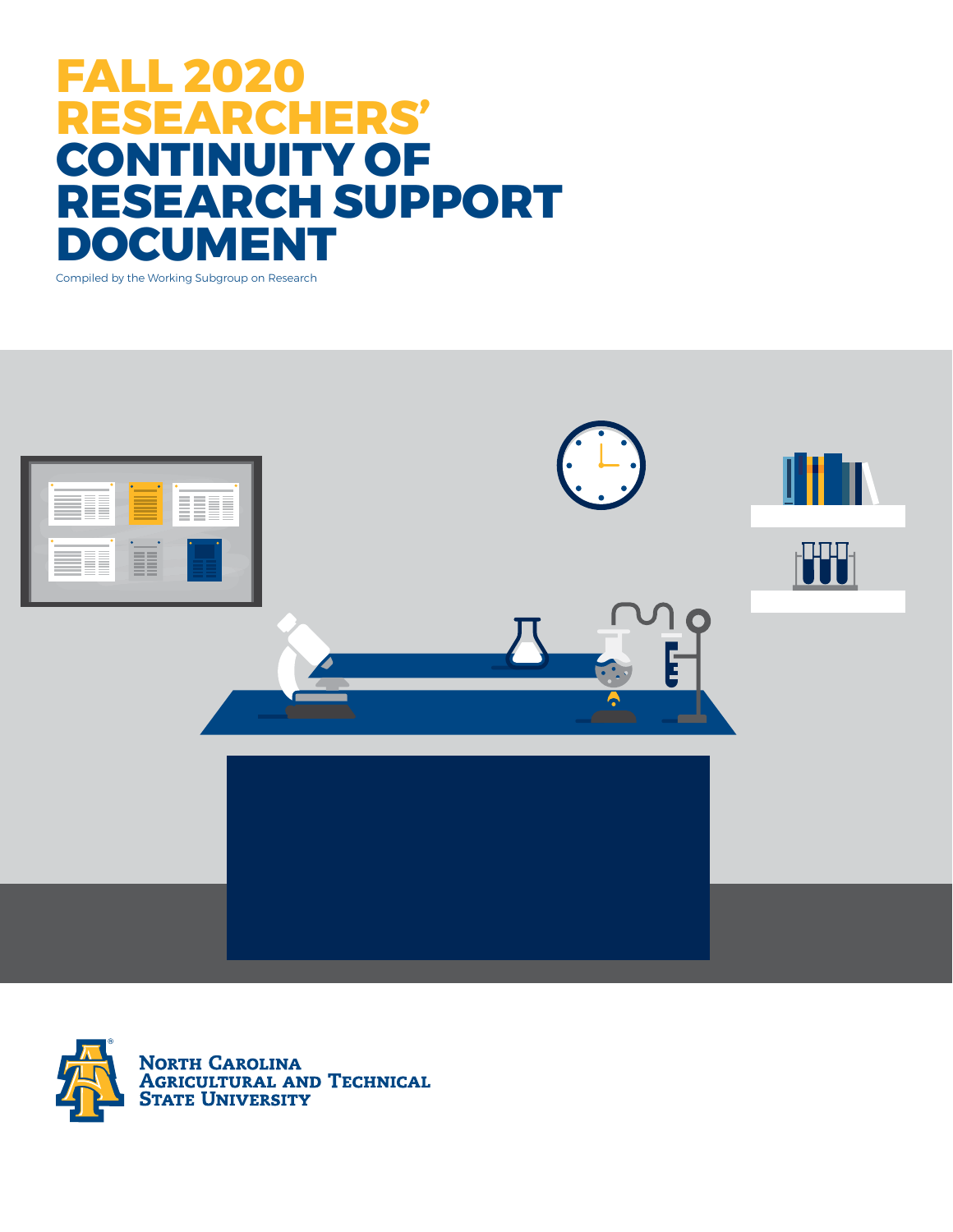# FALL 2020 RESEARCHERS' CONTINUITY OF RESEARCH SUPPORT DOCUMENT

Compiled by the Working Subgroup on Research

North Carolina Agricultural and Technical State University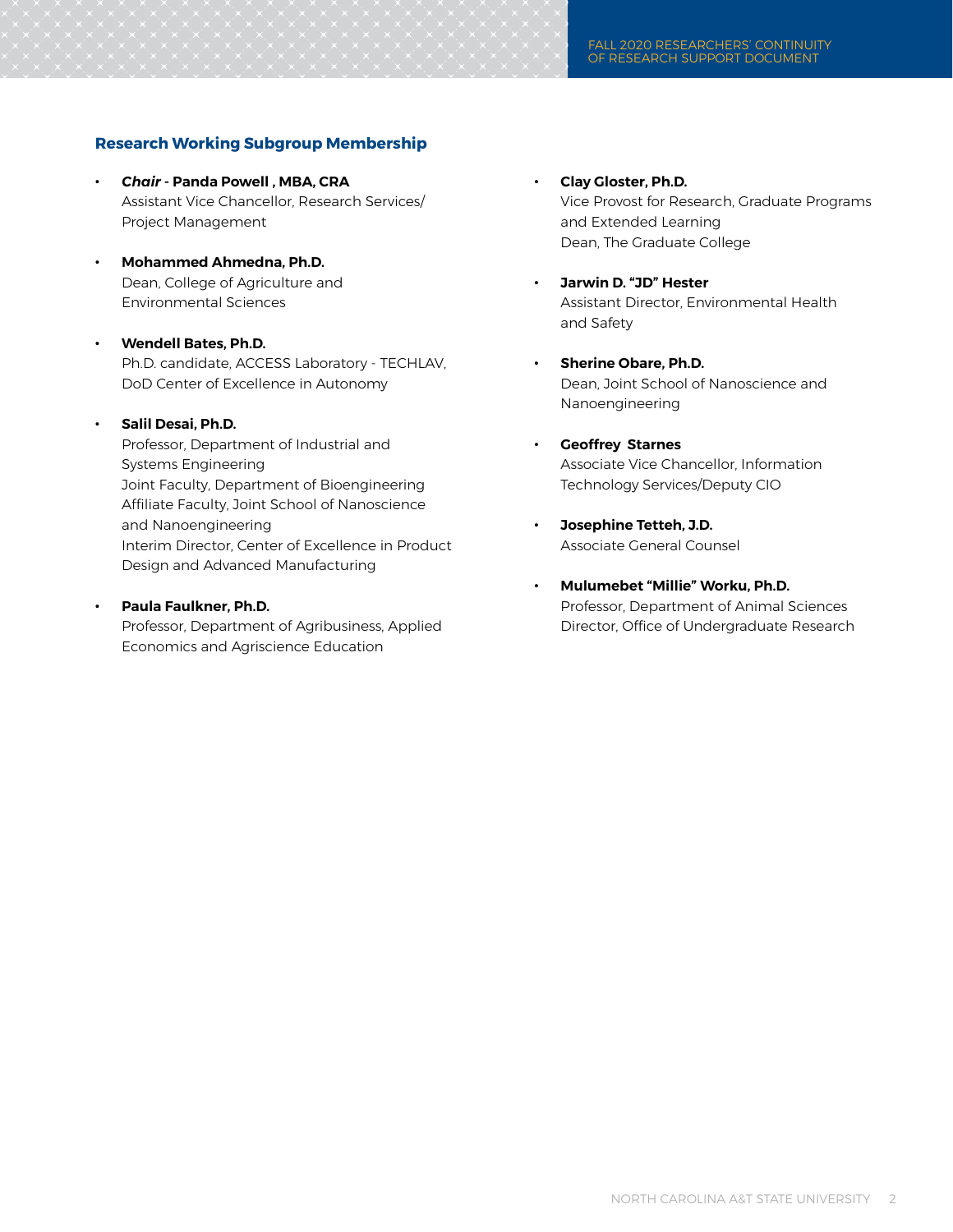### Research Working Subgroup Membership

- ***Chair*** **- Panda Powell , MBA, CRA**
  Assistant Vice Chancellor, Research Services/ Project Management

- **Mohammed Ahmedna, Ph.D.**
  Dean, College of Agriculture and Environmental Sciences

- **Wendell Bates, Ph.D.**
  Ph.D. candidate, ACCESS Laboratory - TECHLAV, DoD Center of Excellence in Autonomy

- **Salil Desai, Ph.D.**
  Professor, Department of Industrial and Systems Engineering
  Joint Faculty, Department of Bioengineering
  Affiliate Faculty, Joint School of Nanoscience and Nanoengineering
  Interim Director, Center of Excellence in Product Design and Advanced Manufacturing

- **Paula Faulkner, Ph.D.**
  Professor, Department of Agribusiness, Applied Economics and Agriscience Education

- **Clay Gloster, Ph.D.**
  Vice Provost for Research, Graduate Programs and Extended Learning
  Dean, The Graduate College

- **Jarwin D. "JD" Hester**
  Assistant Director, Environmental Health and Safety

- **Sherine Obare, Ph.D.**
  Dean, Joint School of Nanoscience and Nanoengineering

- **Geoffrey Starnes**
  Associate Vice Chancellor, Information Technology Services/Deputy CIO

- **Josephine Tetteh, J.D.**
  Associate General Counsel

- **Mulumebet "Millie" Worku, Ph.D.**
  Professor, Department of Animal Sciences
  Director, Office of Undergraduate Research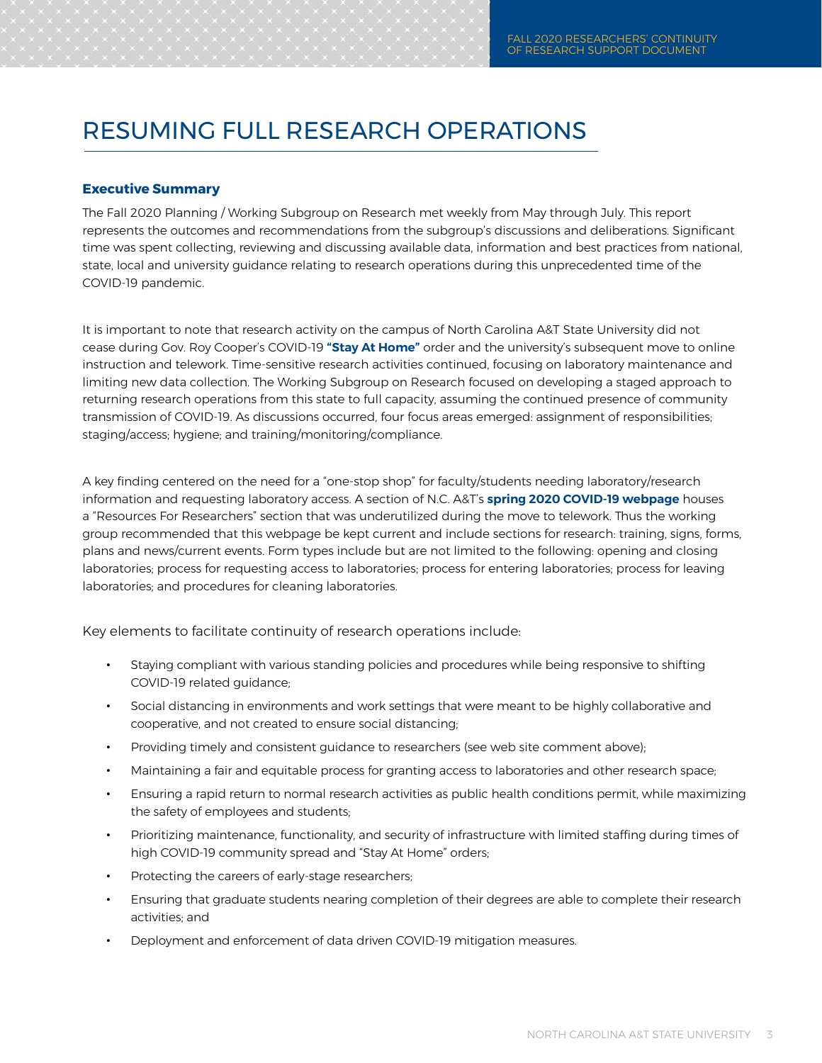# RESUMING FULL RESEARCH OPERATIONS

**Executive Summary**

The Fall 2020 Planning / Working Subgroup on Research met weekly from May through July. This report represents the outcomes and recommendations from the subgroup's discussions and deliberations. Significant time was spent collecting, reviewing and discussing available data, information and best practices from national, state, local and university guidance relating to research operations during this unprecedented time of the COVID-19 pandemic.

It is important to note that research activity on the campus of North Carolina A&T State University did not cease during Gov. Roy Cooper's COVID-19 **"Stay At Home"** order and the university's subsequent move to online instruction and telework. Time-sensitive research activities continued, focusing on laboratory maintenance and limiting new data collection. The Working Subgroup on Research focused on developing a staged approach to returning research operations from this state to full capacity, assuming the continued presence of community transmission of COVID-19. As discussions occurred, four focus areas emerged: assignment of responsibilities; staging/access; hygiene; and training/monitoring/compliance.

A key finding centered on the need for a "one-stop shop" for faculty/students needing laboratory/research information and requesting laboratory access. A section of N.C. A&T's **spring 2020 COVID-19 webpage** houses a "Resources For Researchers" section that was underutilized during the move to telework. Thus the working group recommended that this webpage be kept current and include sections for research: training, signs, forms, plans and news/current events. Form types include but are not limited to the following: opening and closing laboratories; process for requesting access to laboratories; process for entering laboratories; process for leaving laboratories; and procedures for cleaning laboratories.

Key elements to facilitate continuity of research operations include:

- Staying compliant with various standing policies and procedures while being responsive to shifting COVID-19 related guidance;
- Social distancing in environments and work settings that were meant to be highly collaborative and cooperative, and not created to ensure social distancing;
- Providing timely and consistent guidance to researchers (see web site comment above);
- Maintaining a fair and equitable process for granting access to laboratories and other research space;
- Ensuring a rapid return to normal research activities as public health conditions permit, while maximizing the safety of employees and students;
- Prioritizing maintenance, functionality, and security of infrastructure with limited staffing during times of high COVID-19 community spread and "Stay At Home" orders;
- Protecting the careers of early-stage researchers;
- Ensuring that graduate students nearing completion of their degrees are able to complete their research activities; and
- Deployment and enforcement of data driven COVID-19 mitigation measures.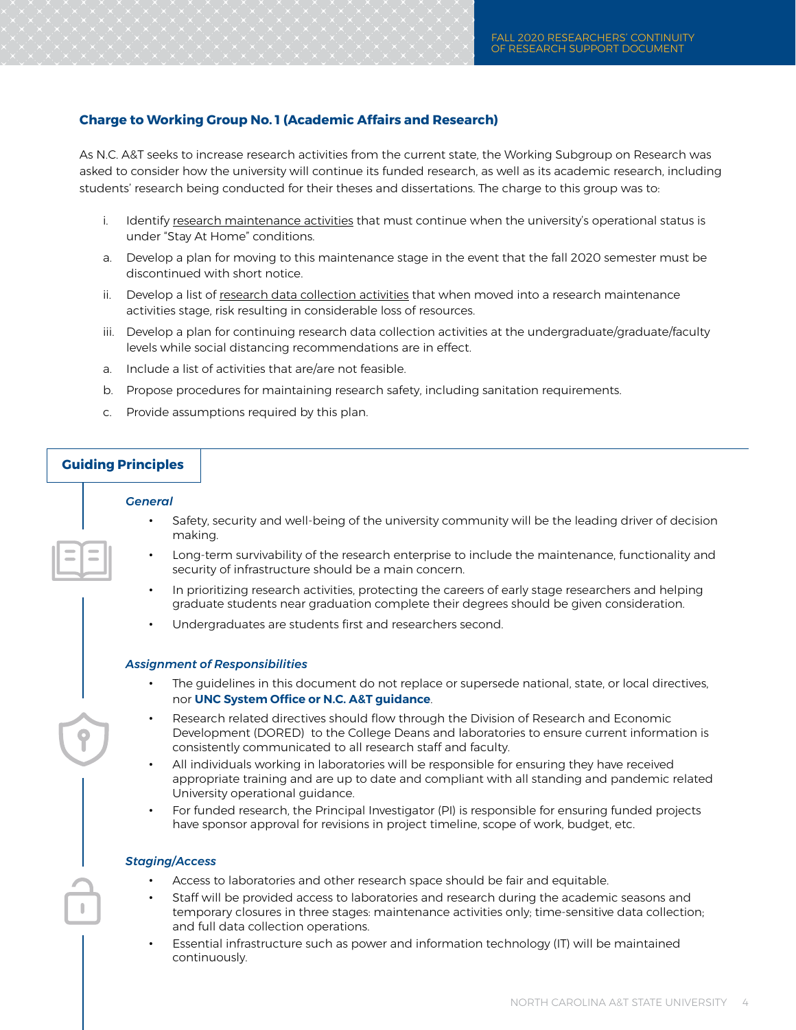### Charge to Working Group No. 1 (Academic Affairs and Research)

As N.C. A&T seeks to increase research activities from the current state, the Working Subgroup on Research was asked to consider how the university will continue its funded research, as well as its academic research, including students' research being conducted for their theses and dissertations. The charge to this group was to:

i. Identify research maintenance activities that must continue when the university's operational status is under "Stay At Home" conditions.

a. Develop a plan for moving to this maintenance stage in the event that the fall 2020 semester must be discontinued with short notice.

ii. Develop a list of research data collection activities that when moved into a research maintenance activities stage, risk resulting in considerable loss of resources.

iii. Develop a plan for continuing research data collection activities at the undergraduate/graduate/faculty levels while social distancing recommendations are in effect.

a. Include a list of activities that are/are not feasible.

b. Propose procedures for maintaining research safety, including sanitation requirements.

c. Provide assumptions required by this plan.

### Guiding Principles

*General*

- Safety, security and well-being of the university community will be the leading driver of decision making.
- Long-term survivability of the research enterprise to include the maintenance, functionality and security of infrastructure should be a main concern.
- In prioritizing research activities, protecting the careers of early stage researchers and helping graduate students near graduation complete their degrees should be given consideration.
- Undergraduates are students first and researchers second.

*Assignment of Responsibilities*

- The guidelines in this document do not replace or supersede national, state, or local directives, nor **UNC System Office or N.C. A&T guidance**.
- Research related directives should flow through the Division of Research and Economic Development (DORED) to the College Deans and laboratories to ensure current information is consistently communicated to all research staff and faculty.
- All individuals working in laboratories will be responsible for ensuring they have received appropriate training and are up to date and compliant with all standing and pandemic related University operational guidance.
- For funded research, the Principal Investigator (PI) is responsible for ensuring funded projects have sponsor approval for revisions in project timeline, scope of work, budget, etc.

*Staging/Access*

- Access to laboratories and other research space should be fair and equitable.
- Staff will be provided access to laboratories and research during the academic seasons and temporary closures in three stages: maintenance activities only; time-sensitive data collection; and full data collection operations.
- Essential infrastructure such as power and information technology (IT) will be maintained continuously.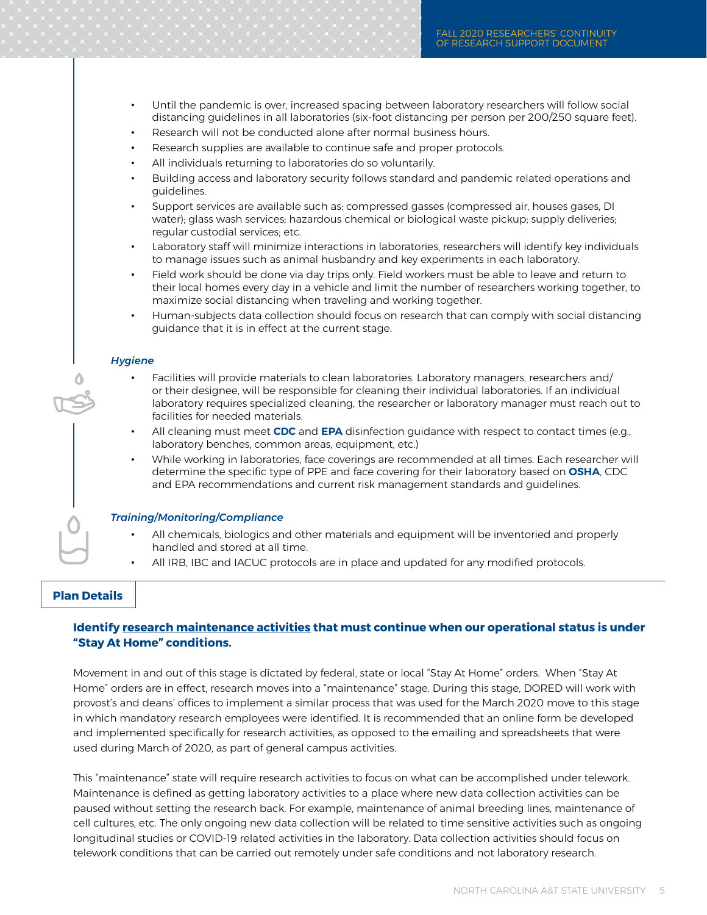- Until the pandemic is over, increased spacing between laboratory researchers will follow social distancing guidelines in all laboratories (six-foot distancing per person per 200/250 square feet).
- Research will not be conducted alone after normal business hours.
- Research supplies are available to continue safe and proper protocols.
- All individuals returning to laboratories do so voluntarily.
- Building access and laboratory security follows standard and pandemic related operations and guidelines.
- Support services are available such as: compressed gasses (compressed air, houses gases, DI water); glass wash services; hazardous chemical or biological waste pickup; supply deliveries; regular custodial services; etc.
- Laboratory staff will minimize interactions in laboratories, researchers will identify key individuals to manage issues such as animal husbandry and key experiments in each laboratory.
- Field work should be done via day trips only. Field workers must be able to leave and return to their local homes every day in a vehicle and limit the number of researchers working together, to maximize social distancing when traveling and working together.
- Human-subjects data collection should focus on research that can comply with social distancing guidance that it is in effect at the current stage.

*Hygiene*

- Facilities will provide materials to clean laboratories. Laboratory managers, researchers and/or their designee, will be responsible for cleaning their individual laboratories. If an individual laboratory requires specialized cleaning, the researcher or laboratory manager must reach out to facilities for needed materials.
- All cleaning must meet **CDC** and **EPA** disinfection guidance with respect to contact times (e.g., laboratory benches, common areas, equipment, etc.)
- While working in laboratories, face coverings are recommended at all times. Each researcher will determine the specific type of PPE and face covering for their laboratory based on **OSHA**, CDC and EPA recommendations and current risk management standards and guidelines.

*Training/Monitoring/Compliance*

- All chemicals, biologics and other materials and equipment will be inventoried and properly handled and stored at all time.
- All IRB, IBC and IACUC protocols are in place and updated for any modified protocols.

## Plan Details

### Identify research maintenance activities that must continue when our operational status is under "Stay At Home" conditions.

Movement in and out of this stage is dictated by federal, state or local "Stay At Home" orders. When "Stay At Home" orders are in effect, research moves into a "maintenance" stage. During this stage, DORED will work with provost's and deans' offices to implement a similar process that was used for the March 2020 move to this stage in which mandatory research employees were identified. It is recommended that an online form be developed and implemented specifically for research activities, as opposed to the emailing and spreadsheets that were used during March of 2020, as part of general campus activities.

This "maintenance" state will require research activities to focus on what can be accomplished under telework. Maintenance is defined as getting laboratory activities to a place where new data collection activities can be paused without setting the research back. For example, maintenance of animal breeding lines, maintenance of cell cultures, etc. The only ongoing new data collection will be related to time sensitive activities such as ongoing longitudinal studies or COVID-19 related activities in the laboratory. Data collection activities should focus on telework conditions that can be carried out remotely under safe conditions and not laboratory research.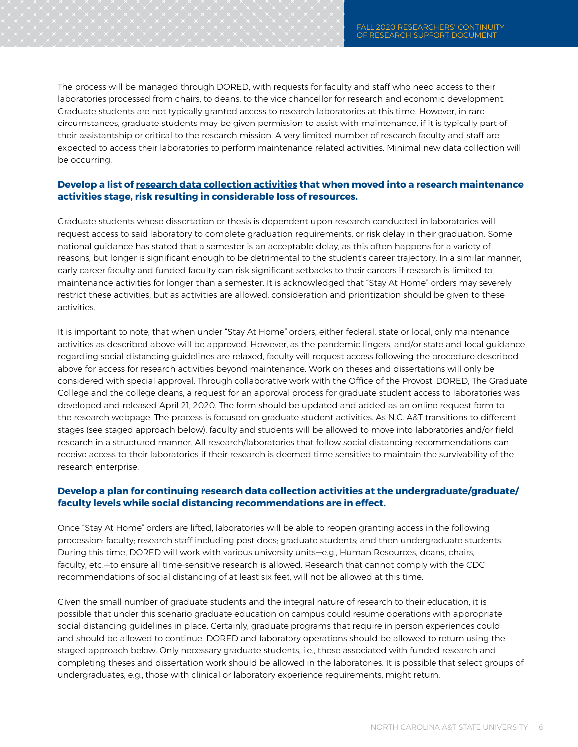The process will be managed through DORED, with requests for faculty and staff who need access to their laboratories processed from chairs, to deans, to the vice chancellor for research and economic development. Graduate students are not typically granted access to research laboratories at this time. However, in rare circumstances, graduate students may be given permission to assist with maintenance, if it is typically part of their assistantship or critical to the research mission. A very limited number of research faculty and staff are expected to access their laboratories to perform maintenance related activities. Minimal new data collection will be occurring.

### Develop a list of research data collection activities that when moved into a research maintenance activities stage, risk resulting in considerable loss of resources.

Graduate students whose dissertation or thesis is dependent upon research conducted in laboratories will request access to said laboratory to complete graduation requirements, or risk delay in their graduation. Some national guidance has stated that a semester is an acceptable delay, as this often happens for a variety of reasons, but longer is significant enough to be detrimental to the student's career trajectory. In a similar manner, early career faculty and funded faculty can risk significant setbacks to their careers if research is limited to maintenance activities for longer than a semester. It is acknowledged that "Stay At Home" orders may severely restrict these activities, but as activities are allowed, consideration and prioritization should be given to these activities.

It is important to note, that when under "Stay At Home" orders, either federal, state or local, only maintenance activities as described above will be approved. However, as the pandemic lingers, and/or state and local guidance regarding social distancing guidelines are relaxed, faculty will request access following the procedure described above for access for research activities beyond maintenance. Work on theses and dissertations will only be considered with special approval. Through collaborative work with the Office of the Provost, DORED, The Graduate College and the college deans, a request for an approval process for graduate student access to laboratories was developed and released April 21, 2020. The form should be updated and added as an online request form to the research webpage. The process is focused on graduate student activities. As N.C. A&T transitions to different stages (see staged approach below), faculty and students will be allowed to move into laboratories and/or field research in a structured manner. All research/laboratories that follow social distancing recommendations can receive access to their laboratories if their research is deemed time sensitive to maintain the survivability of the research enterprise.

### Develop a plan for continuing research data collection activities at the undergraduate/graduate/faculty levels while social distancing recommendations are in effect.

Once "Stay At Home" orders are lifted, laboratories will be able to reopen granting access in the following procession: faculty; research staff including post docs; graduate students; and then undergraduate students. During this time, DORED will work with various university units—e.g., Human Resources, deans, chairs, faculty, etc.—to ensure all time-sensitive research is allowed. Research that cannot comply with the CDC recommendations of social distancing of at least six feet, will not be allowed at this time.

Given the small number of graduate students and the integral nature of research to their education, it is possible that under this scenario graduate education on campus could resume operations with appropriate social distancing guidelines in place. Certainly, graduate programs that require in person experiences could and should be allowed to continue. DORED and laboratory operations should be allowed to return using the staged approach below. Only necessary graduate students, i.e., those associated with funded research and completing theses and dissertation work should be allowed in the laboratories. It is possible that select groups of undergraduates, e.g., those with clinical or laboratory experience requirements, might return.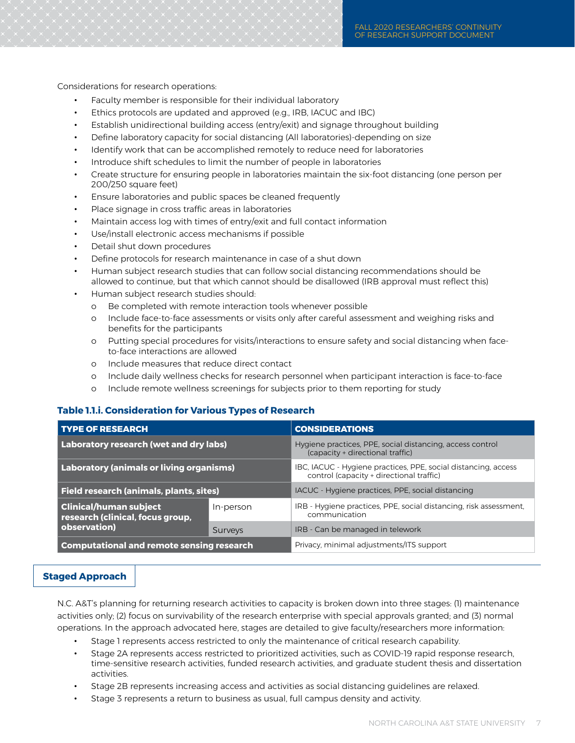Considerations for research operations:

- Faculty member is responsible for their individual laboratory
- Ethics protocols are updated and approved (e.g., IRB, IACUC and IBC)
- Establish unidirectional building access (entry/exit) and signage throughout building
- Define laboratory capacity for social distancing (All laboratories)-depending on size
- Identify work that can be accomplished remotely to reduce need for laboratories
- Introduce shift schedules to limit the number of people in laboratories
- Create structure for ensuring people in laboratories maintain the six-foot distancing (one person per 200/250 square feet)
- Ensure laboratories and public spaces be cleaned frequently
- Place signage in cross traffic areas in laboratories
- Maintain access log with times of entry/exit and full contact information
- Use/install electronic access mechanisms if possible
- Detail shut down procedures
- Define protocols for research maintenance in case of a shut down
- Human subject research studies that can follow social distancing recommendations should be allowed to continue, but that which cannot should be disallowed (IRB approval must reflect this)
- Human subject research studies should:
  - Be completed with remote interaction tools whenever possible
  - Include face-to-face assessments or visits only after careful assessment and weighing risks and benefits for the participants
  - Putting special procedures for visits/interactions to ensure safety and social distancing when face-to-face interactions are allowed
  - Include measures that reduce direct contact
  - Include daily wellness checks for research personnel when participant interaction is face-to-face
  - Include remote wellness screenings for subjects prior to them reporting for study

**Table 1.1.i. Consideration for Various Types of Research**

| TYPE OF RESEARCH | | CONSIDERATIONS |
|---|---|---|
| **Laboratory research (wet and dry labs)** | | Hygiene practices, PPE, social distancing, access control (capacity + directional traffic) |
| **Laboratory (animals or living organisms)** | | IBC, IACUC - Hygiene practices, PPE, social distancing, access control (capacity + directional traffic) |
| **Field research (animals, plants, sites)** | | IACUC - Hygiene practices, PPE, social distancing |
| **Clinical/human subject research (clinical, focus group, observation)** | In-person | IRB - Hygiene practices, PPE, social distancing, risk assessment, communication |
| | Surveys | IRB - Can be managed in telework |
| **Computational and remote sensing research** | | Privacy, minimal adjustments/ITS support |

## Staged Approach

N.C. A&T's planning for returning research activities to capacity is broken down into three stages: (1) maintenance activities only; (2) focus on survivability of the research enterprise with special approvals granted; and (3) normal operations. In the approach advocated here, stages are detailed to give faculty/researchers more information:

- Stage 1 represents access restricted to only the maintenance of critical research capability.
- Stage 2A represents access restricted to prioritized activities, such as COVID-19 rapid response research, time-sensitive research activities, funded research activities, and graduate student thesis and dissertation activities.
- Stage 2B represents increasing access and activities as social distancing guidelines are relaxed.
- Stage 3 represents a return to business as usual, full campus density and activity.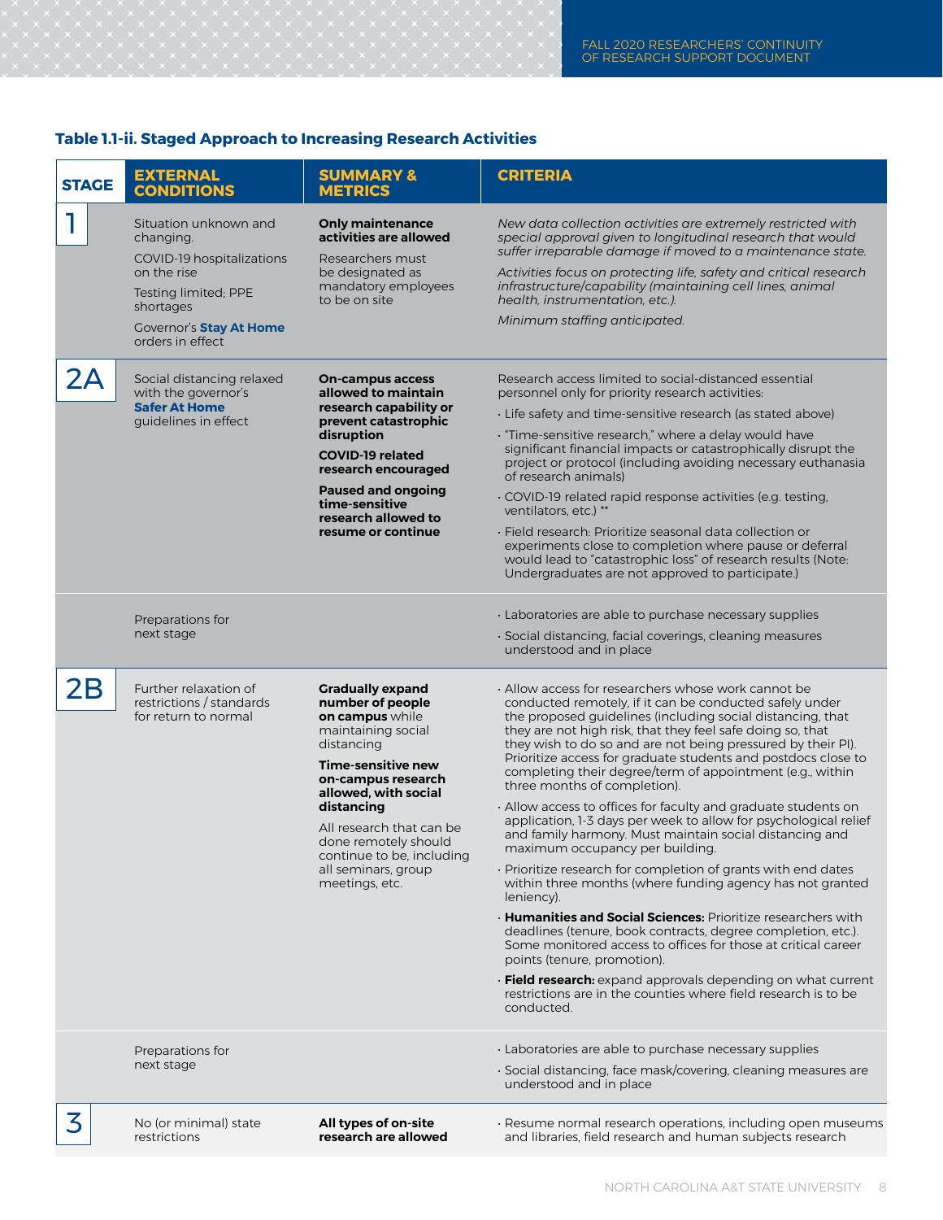**Table 1.1-ii. Staged Approach to Increasing Research Activities**

| STAGE | EXTERNAL CONDITIONS | SUMMARY & METRICS | CRITERIA |
|---|---|---|---|
| 1 | Situation unknown and changing.<br>COVID-19 hospitalizations on the rise<br>Testing limited; PPE shortages<br>Governor's **Stay At Home** orders in effect | **Only maintenance activities are allowed**<br>Researchers must be designated as mandatory employees to be on site | *New data collection activities are extremely restricted with special approval given to longitudinal research that would suffer irreparable damage if moved to a maintenance state.*<br>*Activities focus on protecting life, safety and critical research infrastructure/capability (maintaining cell lines, animal health, instrumentation, etc.).*<br>*Minimum staffing anticipated.* |
| 2A | Social distancing relaxed with the governor's **Safer At Home** guidelines in effect | **On-campus access allowed to maintain research capability or prevent catastrophic disruption**<br>**COVID-19 related research encouraged**<br>**Paused and ongoing time-sensitive research allowed to resume or continue** | Research access limited to social-distanced essential personnel only for priority research activities:<br>· Life safety and time-sensitive research (as stated above)<br>· "Time-sensitive research," where a delay would have significant financial impacts or catastrophically disrupt the project or protocol (including avoiding necessary euthanasia of research animals)<br>· COVID-19 related rapid response activities (e.g. testing, ventilators, etc.) **<br>· Field research: Prioritize seasonal data collection or experiments close to completion where pause or deferral would lead to "catastrophic loss" of research results (Note: Undergraduates are not approved to participate.) |
| | Preparations for next stage | | · Laboratories are able to purchase necessary supplies<br>· Social distancing, facial coverings, cleaning measures understood and in place |
| 2B | Further relaxation of restrictions / standards for return to normal | **Gradually expand number of people on campus** while maintaining social distancing<br>**Time-sensitive new on-campus research allowed, with social distancing**<br>All research that can be done remotely should continue to be, including all seminars, group meetings, etc. | · Allow access for researchers whose work cannot be conducted remotely, if it can be conducted safely under the proposed guidelines (including social distancing, that they are not high risk, that they feel safe doing so, that they wish to do so and are not being pressured by their PI). Prioritize access for graduate students and postdocs close to completing their degree/term of appointment (e.g., within three months of completion).<br>· Allow access to offices for faculty and graduate students on application, 1-3 days per week to allow for psychological relief and family harmony. Must maintain social distancing and maximum occupancy per building.<br>· Prioritize research for completion of grants with end dates within three months (where funding agency has not granted leniency).<br>· **Humanities and Social Sciences:** Prioritize researchers with deadlines (tenure, book contracts, degree completion, etc.). Some monitored access to offices for those at critical career points (tenure, promotion).<br>· **Field research:** expand approvals depending on what current restrictions are in the counties where field research is to be conducted. |
| | Preparations for next stage | | · Laboratories are able to purchase necessary supplies<br>· Social distancing, face mask/covering, cleaning measures are understood and in place |
| 3 | No (or minimal) state restrictions | **All types of on-site research are allowed** | · Resume normal research operations, including open museums and libraries, field research and human subjects research |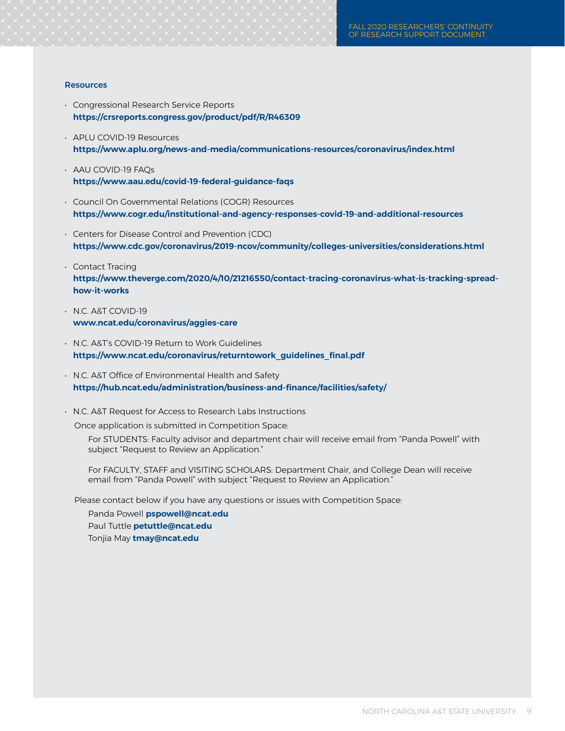### Resources

- Congressional Research Service Reports
  **https://crsreports.congress.gov/product/pdf/R/R46309**
- APLU COVID-19 Resources
  **https://www.aplu.org/news-and-media/communications-resources/coronavirus/index.html**
- AAU COVID-19 FAQs
  **https://www.aau.edu/covid-19-federal-guidance-faqs**
- Council On Governmental Relations (COGR) Resources
  **https://www.cogr.edu/institutional-and-agency-responses-covid-19-and-additional-resources**
- Centers for Disease Control and Prevention (CDC)
  **https://www.cdc.gov/coronavirus/2019-ncov/community/colleges-universities/considerations.html**
- Contact Tracing
  **https://www.theverge.com/2020/4/10/21216550/contact-tracing-coronavirus-what-is-tracking-spread-how-it-works**
- N.C. A&T COVID-19
  **www.ncat.edu/coronavirus/aggies-care**
- N.C. A&T's COVID-19 Return to Work Guidelines
  **https://www.ncat.edu/coronavirus/returntowork_guidelines_final.pdf**
- N.C. A&T Office of Environmental Health and Safety
  **https://hub.ncat.edu/administration/business-and-finance/facilities/safety/**
- N.C. A&T Request for Access to Research Labs Instructions

  Once application is submitted in Competition Space:

  For STUDENTS: Faculty advisor and department chair will receive email from "Panda Powell" with subject "Request to Review an Application."

  For FACULTY, STAFF and VISITING SCHOLARS: Department Chair, and College Dean will receive email from "Panda Powell" with subject "Request to Review an Application."

  Please contact below if you have any questions or issues with Competition Space:

  Panda Powell **pspowell@ncat.edu**
  Paul Tuttle **petuttle@ncat.edu**
  Tonjia May **tmay@ncat.edu**